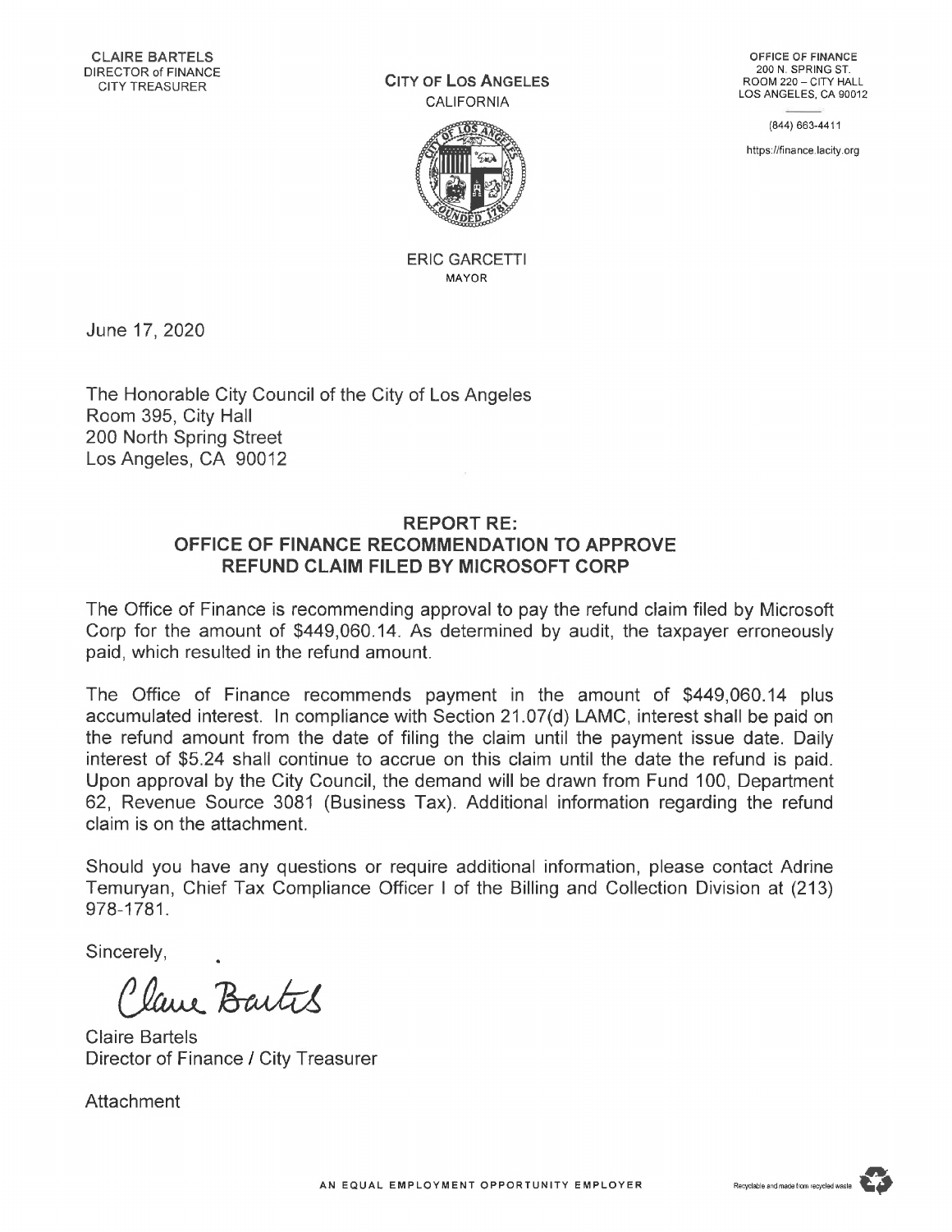CLAIRE BARTELS
DIRECTOR of FINANCE
CITY TREASURER

**CITY OF LOS ANGELES**
CALIFORNIA

ERIC GARCETTI
MAYOR

OFFICE OF FINANCE
200 N. SPRING ST.
ROOM 220 – CITY HALL
LOS ANGELES, CA 90012

(844) 663-4411

https://finance.lacity.org

June 17, 2020

The Honorable City Council of the City of Los Angeles
Room 395, City Hall
200 North Spring Street
Los Angeles, CA 90012

## REPORT RE: OFFICE OF FINANCE RECOMMENDATION TO APPROVE REFUND CLAIM FILED BY MICROSOFT CORP

The Office of Finance is recommending approval to pay the refund claim filed by Microsoft Corp for the amount of $449,060.14. As determined by audit, the taxpayer erroneously paid, which resulted in the refund amount.

The Office of Finance recommends payment in the amount of $449,060.14 plus accumulated interest. In compliance with Section 21.07(d) LAMC, interest shall be paid on the refund amount from the date of filing the claim until the payment issue date. Daily interest of $5.24 shall continue to accrue on this claim until the date the refund is paid. Upon approval by the City Council, the demand will be drawn from Fund 100, Department 62, Revenue Source 3081 (Business Tax). Additional information regarding the refund claim is on the attachment.

Should you have any questions or require additional information, please contact Adrine Temuryan, Chief Tax Compliance Officer I of the Billing and Collection Division at (213) 978-1781.

Sincerely,

Claire Bartels

Claire Bartels
Director of Finance / City Treasurer

Attachment

AN EQUAL EMPLOYMENT OPPORTUNITY EMPLOYER

Recyclable and made from recycled waste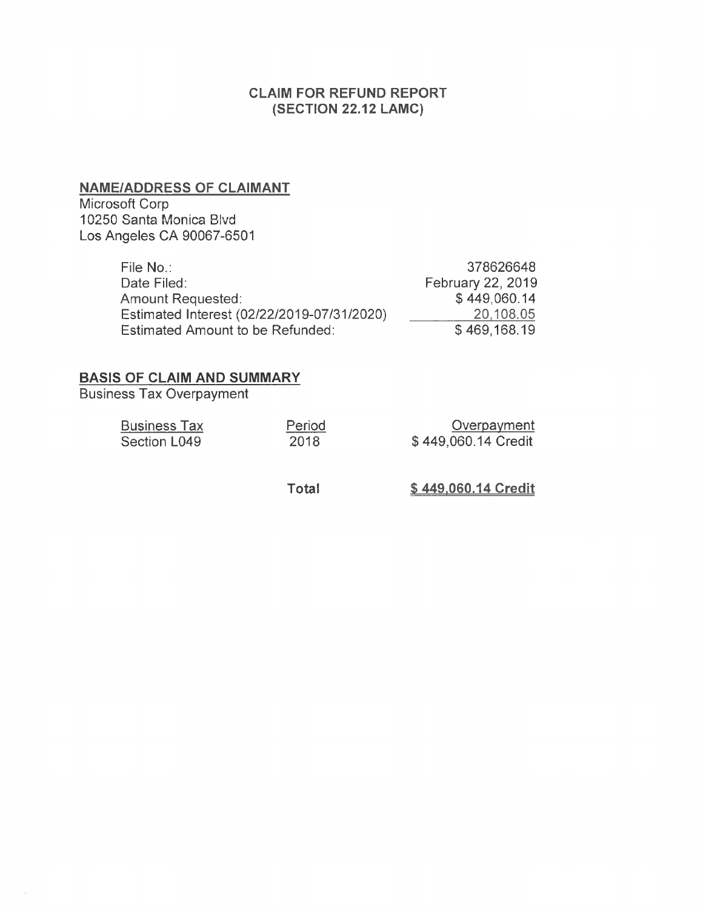## CLAIM FOR REFUND REPORT
## (SECTION 22.12 LAMC)

**NAME/ADDRESS OF CLAIMANT**

Microsoft Corp
10250 Santa Monica Blvd
Los Angeles CA 90067-6501

| | |
|---|---|
| File No.: | 378626648 |
| Date Filed: | February 22, 2019 |
| Amount Requested: | $ 449,060.14 |
| Estimated Interest (02/22/2019-07/31/2020) | 20,108.05 |
| Estimated Amount to be Refunded: | $ 469,168.19 |

**BASIS OF CLAIM AND SUMMARY**

Business Tax Overpayment

| Business Tax | Period | Overpayment |
|---|---|---|
| Section L049 | 2018 | $ 449,060.14 Credit |
| | **Total** | **$ 449,060.14 Credit** |